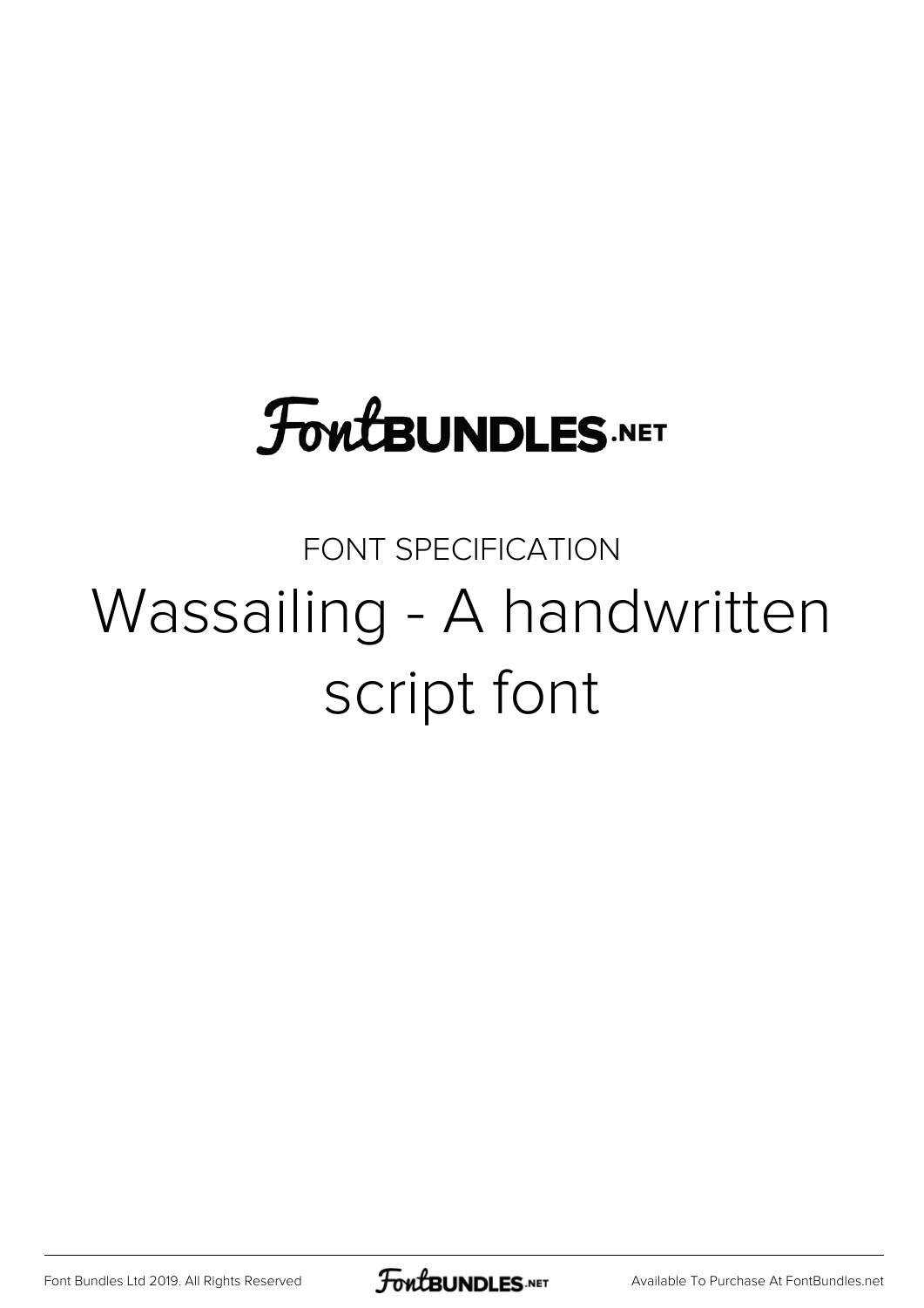FontBUNDLES.NET

FONT SPECIFICATION

# Wassailing - A handwritten script font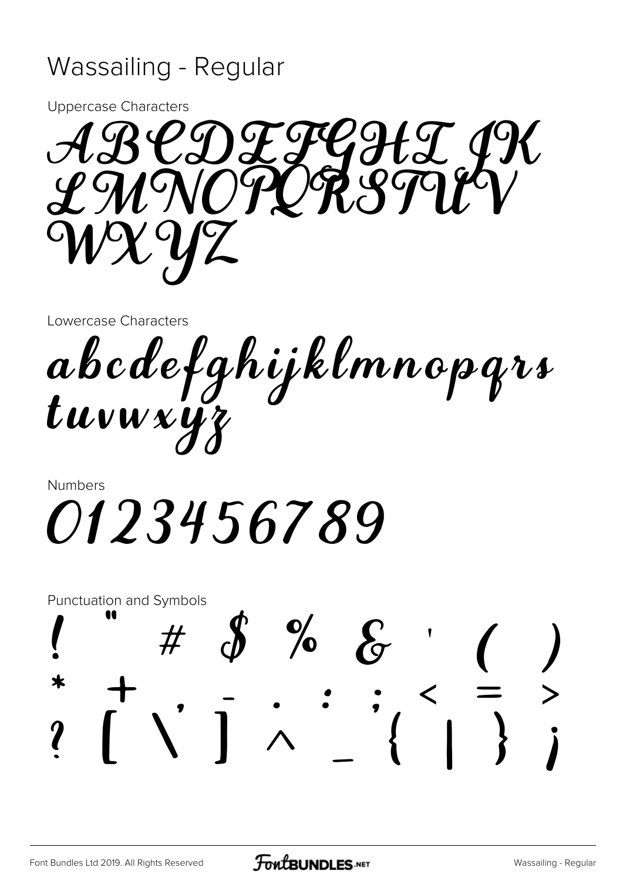# Wassailing - Regular

Uppercase Characters

ABCDEFGHI JK
LMNOPQRSTUV
WXYZ

Lowercase Characters

abcdefghijklmnopqrs
tuvwxyz

Numbers

0123456789

Punctuation and Symbols

! " # $ % & ' ( )
* + , - . : ; < = >
? [ \ ] ^ _ ` { | } ¡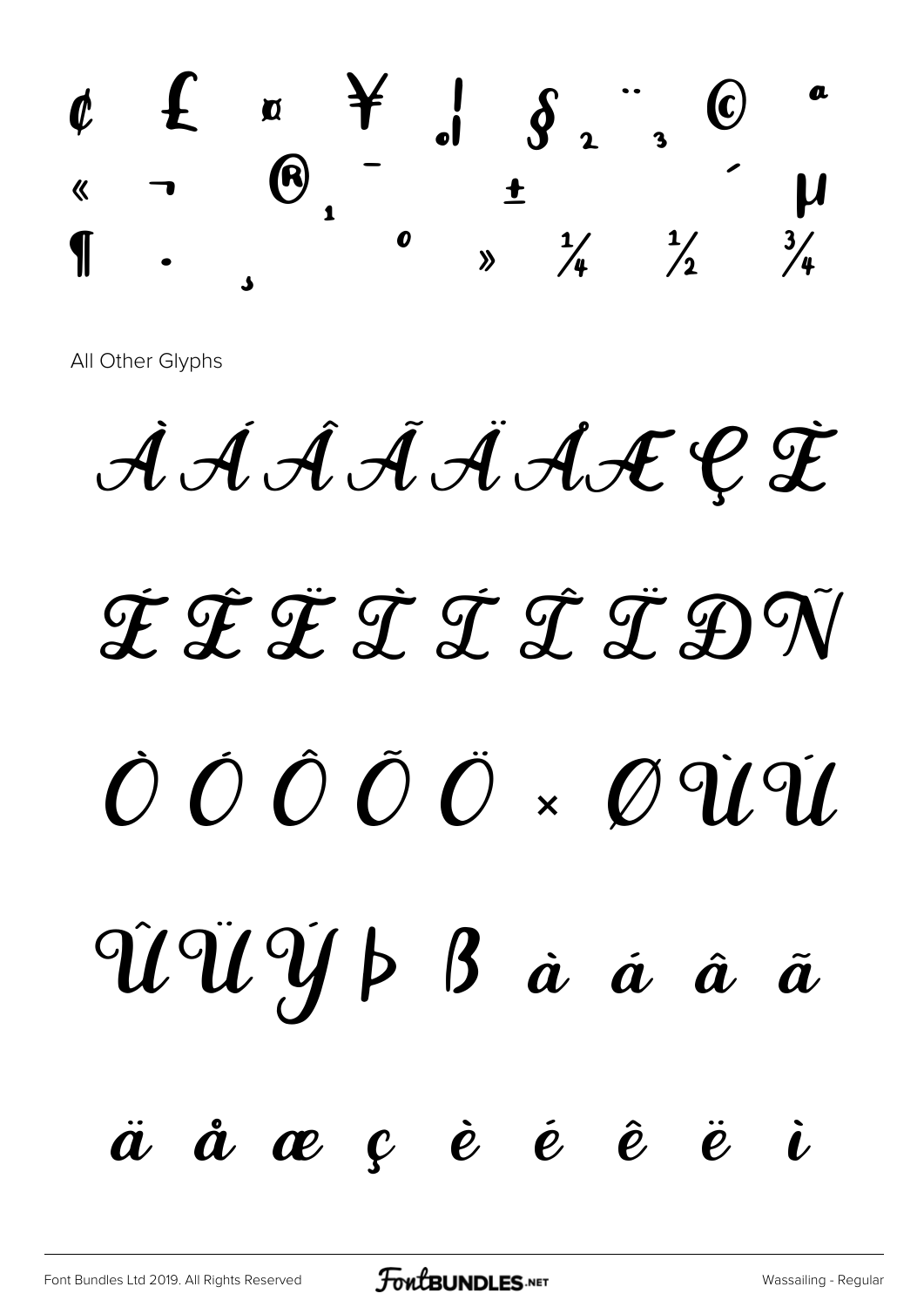¢ £ ¤ ¥ ¦ § ² ¨ ³ © ª

« ¬ ® ¹ ¯ ± ´ µ

¶ · ¸ º » ¼ ½ ¾

All Other Glyphs

À Á Â Ã Ä Å Æ Ç È

É Ê Ë Ì Í Î Ï Ð Ñ

Ò Ó Ô Õ Ö × Ø Ù Ú

Û Ü Ý Þ ß à á â ã

ä å æ ç è é ê ë ì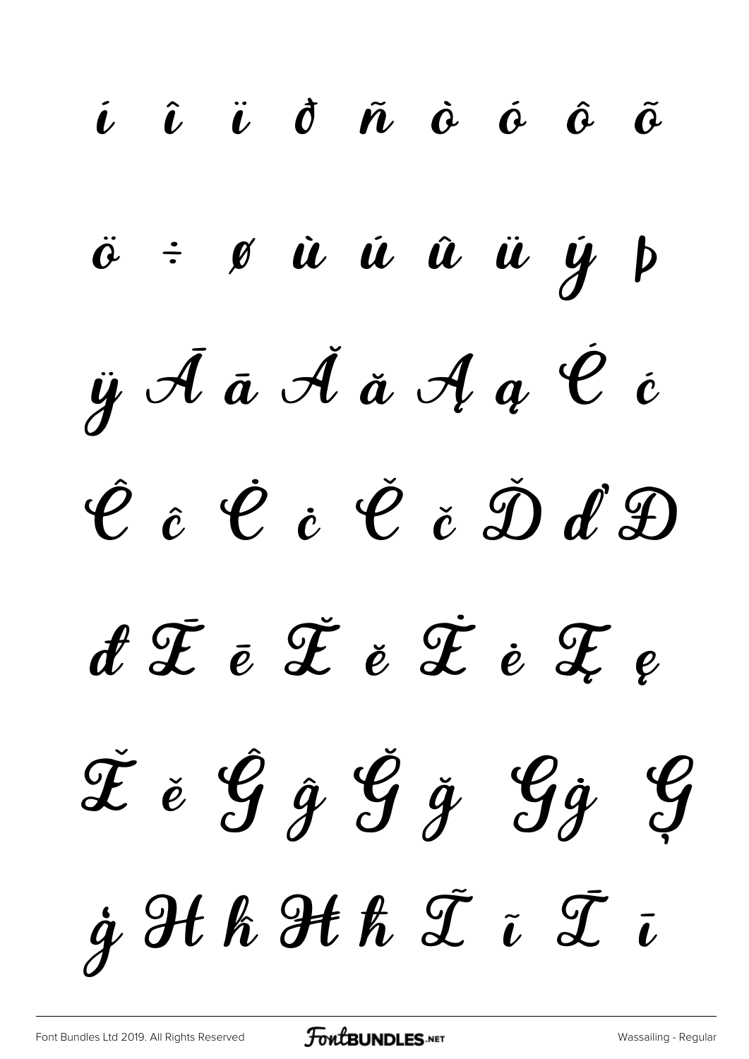í î ï ð ñ ò ó ô õ

ö ÷ ø ù ú û ü ý þ

ÿ Ā ā Ă ă Ą ą Ć ć

Ĉ ĉ Ċ ċ Č č Ď ď Đ

đ Ē ē Ĕ ĕ Ė ė Ę ę

Ě ě Ĝ ĝ Ğ ğ Ġ ġ Ģ

ģ Ĥ ĥ Ħ ħ Ĩ ĩ Ī ī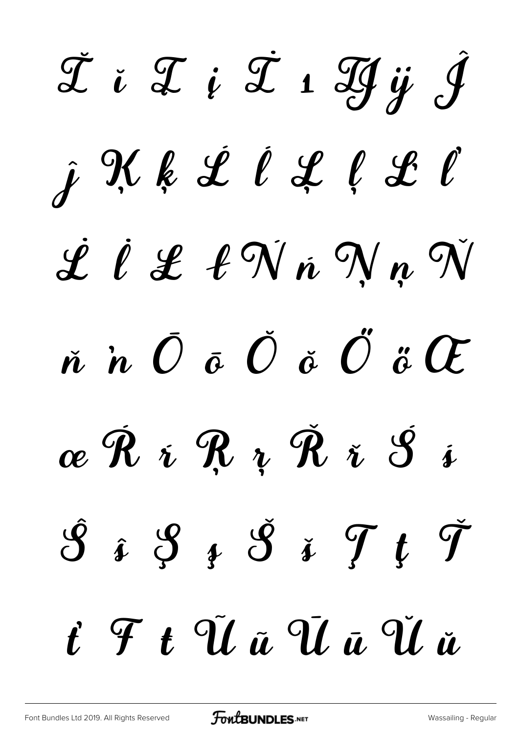Ĭ ĭ Į į İ ı Ĳ ĳ Ĵ

ĵ Ķ ķ Ĺ ĺ Ļ ļ Ľ ľ

Ŀ ŀ Ł ł Ń ń Ņ ņ Ň

ň ŉ Ō ō Ŏ ŏ Ő ő Œ

œ Ŕ ŕ Ŗ ŗ Ř ř Ś ś

Ŝ ŝ Ş ş Š š Ţ ţ Ť

ť Ŧ ŧ Ũ ũ Ū ū Ŭ ŭ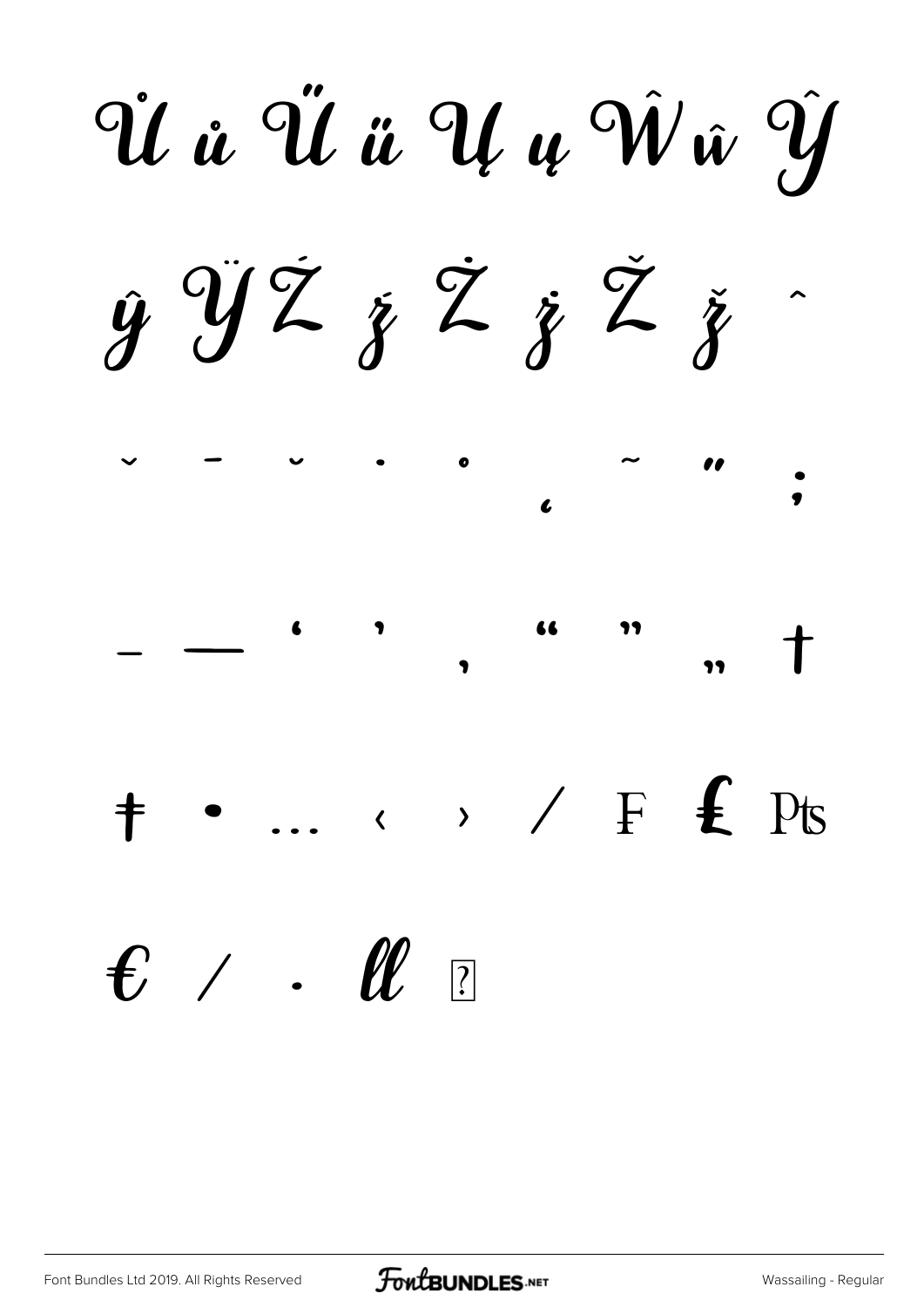Ů ů Ű ű Ų ų Ŵ ŵ Ŷ

ŷ Ÿ Ź ź Ż ż Ž ž ˆ

ˇ ˉ ˘ ˙ ˚ ˛ ˜ ˝ ;

– — ‘ ’ ‚ “ ” „ †

‡ • … ‹ › ⁄ ₣ ₤ ₧

€ ∕ ∙ ﬄ